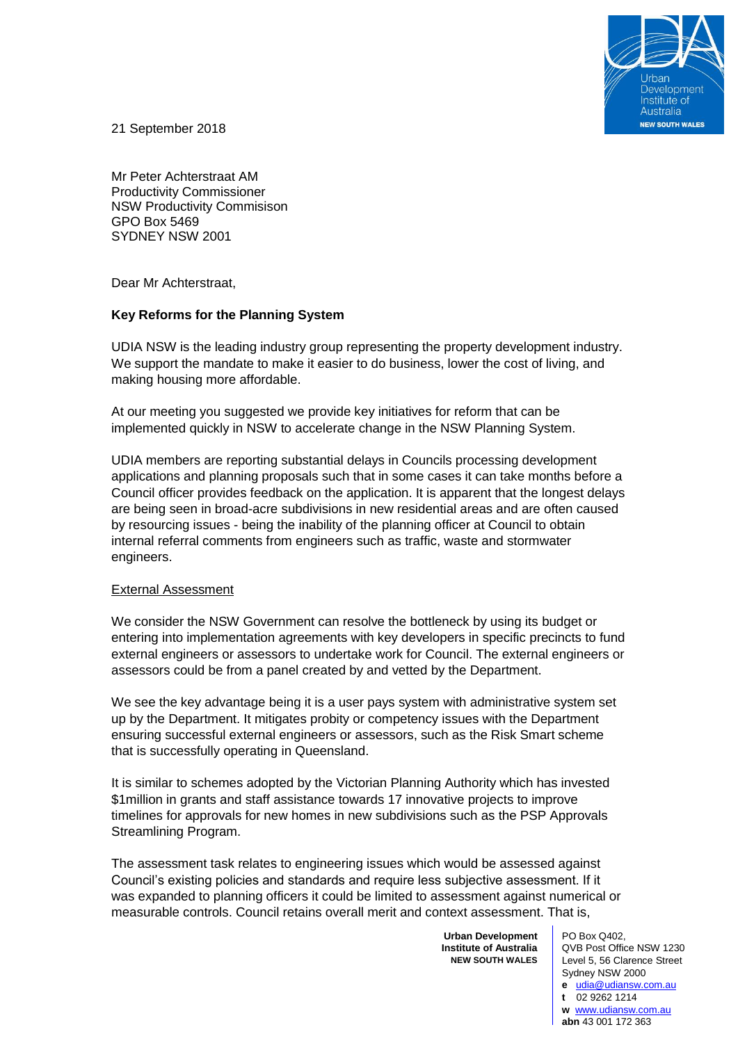21 September 2018

Mr Peter Achterstraat AM
Productivity Commissioner
NSW Productivity Commisison
GPO Box 5469
SYDNEY NSW 2001

Dear Mr Achterstraat,

**Key Reforms for the Planning System**

UDIA NSW is the leading industry group representing the property development industry. We support the mandate to make it easier to do business, lower the cost of living, and making housing more affordable.

At our meeting you suggested we provide key initiatives for reform that can be implemented quickly in NSW to accelerate change in the NSW Planning System.

UDIA members are reporting substantial delays in Councils processing development applications and planning proposals such that in some cases it can take months before a Council officer provides feedback on the application. It is apparent that the longest delays are being seen in broad-acre subdivisions in new residential areas and are often caused by resourcing issues - being the inability of the planning officer at Council to obtain internal referral comments from engineers such as traffic, waste and stormwater engineers.

<u>External Assessment</u>

We consider the NSW Government can resolve the bottleneck by using its budget or entering into implementation agreements with key developers in specific precincts to fund external engineers or assessors to undertake work for Council. The external engineers or assessors could be from a panel created by and vetted by the Department.

We see the key advantage being it is a user pays system with administrative system set up by the Department. It mitigates probity or competency issues with the Department ensuring successful external engineers or assessors, such as the Risk Smart scheme that is successfully operating in Queensland.

It is similar to schemes adopted by the Victorian Planning Authority which has invested $1million in grants and staff assistance towards 17 innovative projects to improve timelines for approvals for new homes in new subdivisions such as the PSP Approvals Streamlining Program.

The assessment task relates to engineering issues which would be assessed against Council's existing policies and standards and require less subjective assessment. If it was expanded to planning officers it could be limited to assessment against numerical or measurable controls. Council retains overall merit and context assessment. That is,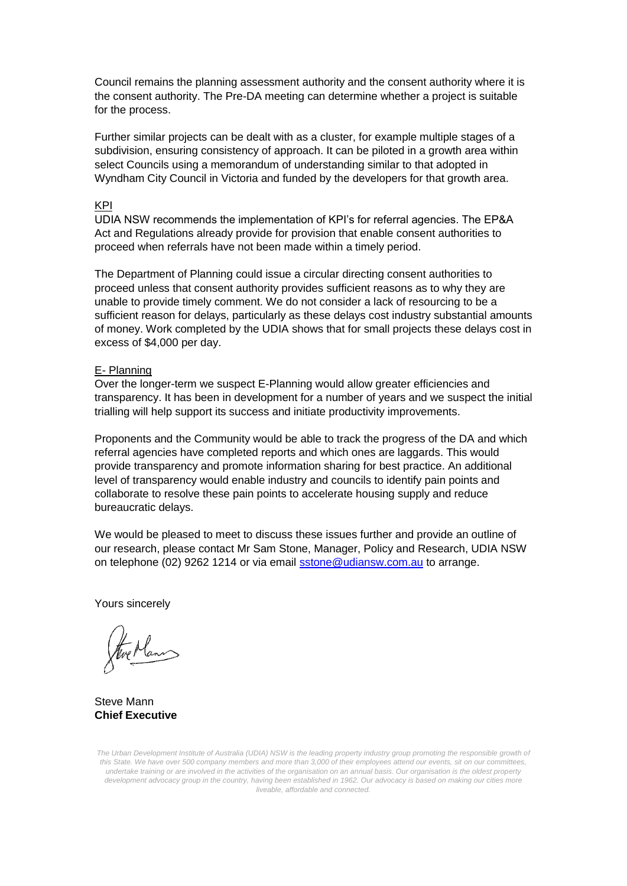Council remains the planning assessment authority and the consent authority where it is the consent authority. The Pre-DA meeting can determine whether a project is suitable for the process.

Further similar projects can be dealt with as a cluster, for example multiple stages of a subdivision, ensuring consistency of approach. It can be piloted in a growth area within select Councils using a memorandum of understanding similar to that adopted in Wyndham City Council in Victoria and funded by the developers for that growth area.

<u>KPI</u>

UDIA NSW recommends the implementation of KPI's for referral agencies. The EP&A Act and Regulations already provide for provision that enable consent authorities to proceed when referrals have not been made within a timely period.

The Department of Planning could issue a circular directing consent authorities to proceed unless that consent authority provides sufficient reasons as to why they are unable to provide timely comment. We do not consider a lack of resourcing to be a sufficient reason for delays, particularly as these delays cost industry substantial amounts of money. Work completed by the UDIA shows that for small projects these delays cost in excess of $4,000 per day.

<u>E- Planning</u>

Over the longer-term we suspect E-Planning would allow greater efficiencies and transparency. It has been in development for a number of years and we suspect the initial trialling will help support its success and initiate productivity improvements.

Proponents and the Community would be able to track the progress of the DA and which referral agencies have completed reports and which ones are laggards. This would provide transparency and promote information sharing for best practice. An additional level of transparency would enable industry and councils to identify pain points and collaborate to resolve these pain points to accelerate housing supply and reduce bureaucratic delays.

We would be pleased to meet to discuss these issues further and provide an outline of our research, please contact Mr Sam Stone, Manager, Policy and Research, UDIA NSW on telephone (02) 9262 1214 or via email sstone@udiansw.com.au to arrange.

Yours sincerely

Steve Mann
**Chief Executive**

*The Urban Development Institute of Australia (UDIA) NSW is the leading property industry group promoting the responsible growth of this State. We have over 500 company members and more than 3,000 of their employees attend our events, sit on our committees, undertake training or are involved in the activities of the organisation on an annual basis. Our organisation is the oldest property development advocacy group in the country, having been established in 1962. Our advocacy is based on making our cities more liveable, affordable and connected.*